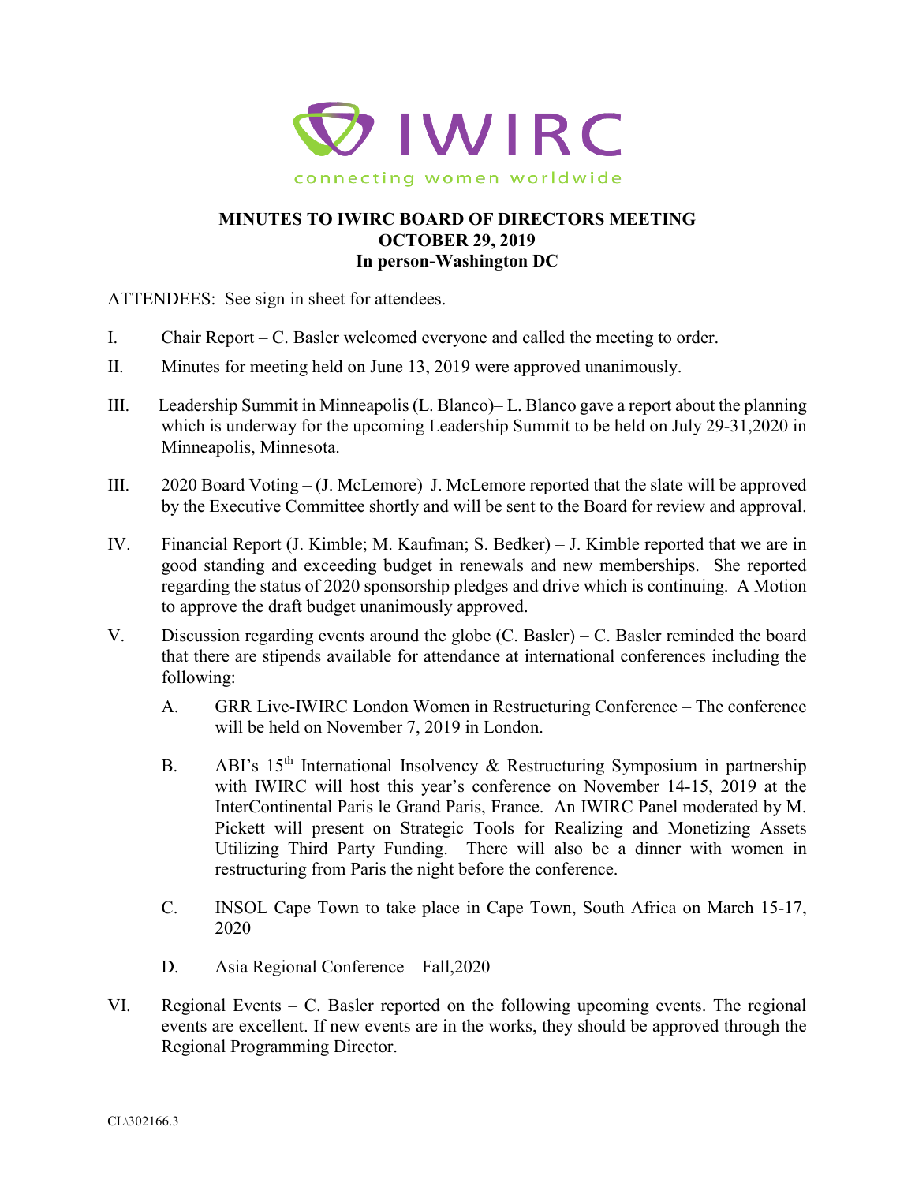IWIRC

connecting women worldwide

**MINUTES TO IWIRC BOARD OF DIRECTORS MEETING**
**OCTOBER 29, 2019**
**In person-Washington DC**

ATTENDEES: See sign in sheet for attendees.

I. Chair Report – C. Basler welcomed everyone and called the meeting to order.

II. Minutes for meeting held on June 13, 2019 were approved unanimously.

III. Leadership Summit in Minneapolis (L. Blanco)– L. Blanco gave a report about the planning which is underway for the upcoming Leadership Summit to be held on July 29-31,2020 in Minneapolis, Minnesota.

III. 2020 Board Voting – (J. McLemore) J. McLemore reported that the slate will be approved by the Executive Committee shortly and will be sent to the Board for review and approval.

IV. Financial Report (J. Kimble; M. Kaufman; S. Bedker) – J. Kimble reported that we are in good standing and exceeding budget in renewals and new memberships. She reported regarding the status of 2020 sponsorship pledges and drive which is continuing. A Motion to approve the draft budget unanimously approved.

V. Discussion regarding events around the globe (C. Basler) – C. Basler reminded the board that there are stipends available for attendance at international conferences including the following:

   A. GRR Live-IWIRC London Women in Restructuring Conference – The conference will be held on November 7, 2019 in London.

   B. ABI's 15th International Insolvency & Restructuring Symposium in partnership with IWIRC will host this year's conference on November 14-15, 2019 at the InterContinental Paris le Grand Paris, France. An IWIRC Panel moderated by M. Pickett will present on Strategic Tools for Realizing and Monetizing Assets Utilizing Third Party Funding. There will also be a dinner with women in restructuring from Paris the night before the conference.

   C. INSOL Cape Town to take place in Cape Town, South Africa on March 15-17, 2020

   D. Asia Regional Conference – Fall,2020

VI. Regional Events – C. Basler reported on the following upcoming events. The regional events are excellent. If new events are in the works, they should be approved through the Regional Programming Director.

CL\302166.3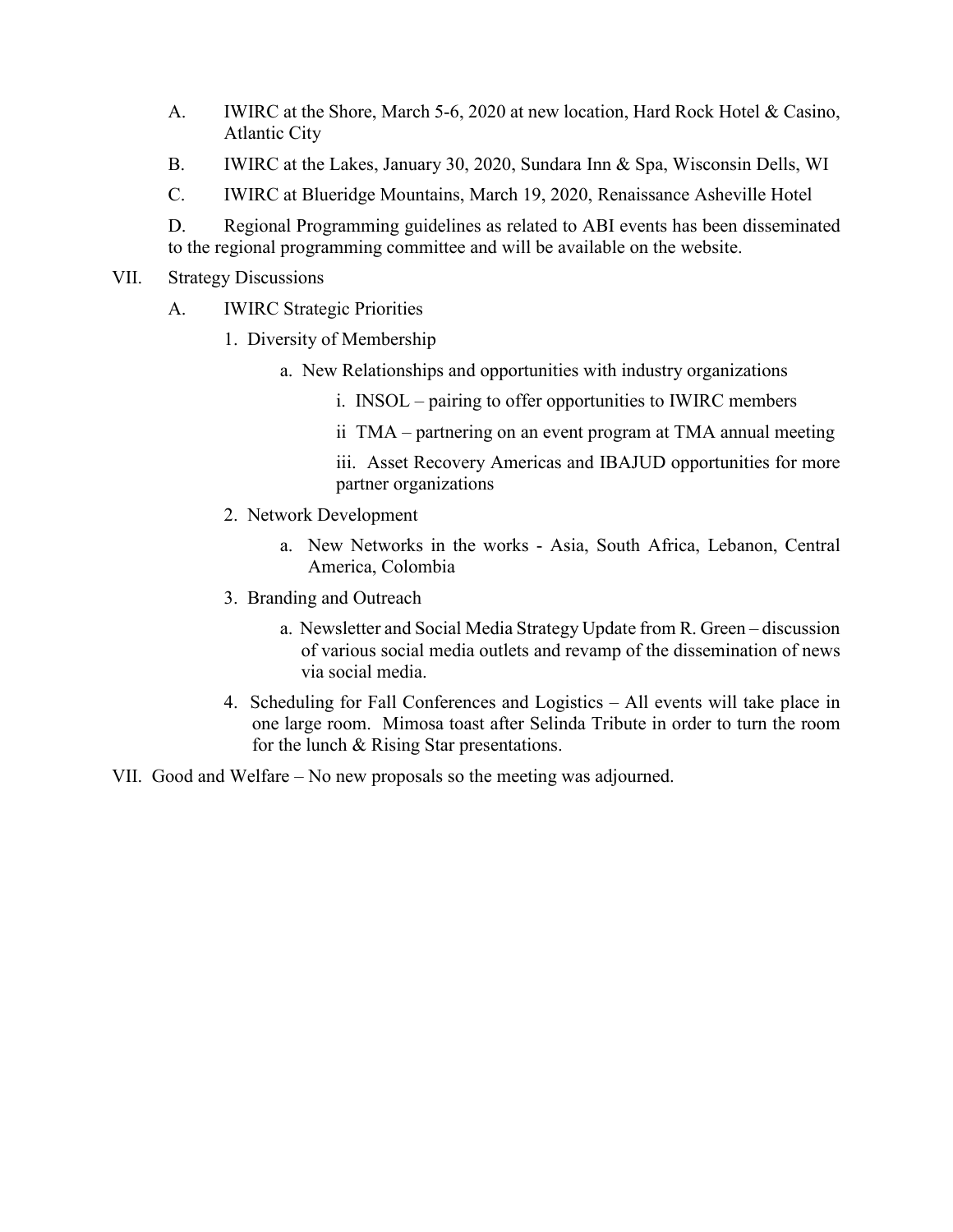A. IWIRC at the Shore, March 5-6, 2020 at new location, Hard Rock Hotel & Casino, Atlantic City

B. IWIRC at the Lakes, January 30, 2020, Sundara Inn & Spa, Wisconsin Dells, WI

C. IWIRC at Blueridge Mountains, March 19, 2020, Renaissance Asheville Hotel

D. Regional Programming guidelines as related to ABI events has been disseminated to the regional programming committee and will be available on the website.

VII. Strategy Discussions

A. IWIRC Strategic Priorities

1. Diversity of Membership

   a. New Relationships and opportunities with industry organizations

      i. INSOL – pairing to offer opportunities to IWIRC members

      ii TMA – partnering on an event program at TMA annual meeting

      iii. Asset Recovery Americas and IBAJUD opportunities for more partner organizations

2. Network Development

   a. New Networks in the works - Asia, South Africa, Lebanon, Central America, Colombia

3. Branding and Outreach

   a. Newsletter and Social Media Strategy Update from R. Green – discussion of various social media outlets and revamp of the dissemination of news via social media.

4. Scheduling for Fall Conferences and Logistics – All events will take place in one large room. Mimosa toast after Selinda Tribute in order to turn the room for the lunch & Rising Star presentations.

VII. Good and Welfare – No new proposals so the meeting was adjourned.